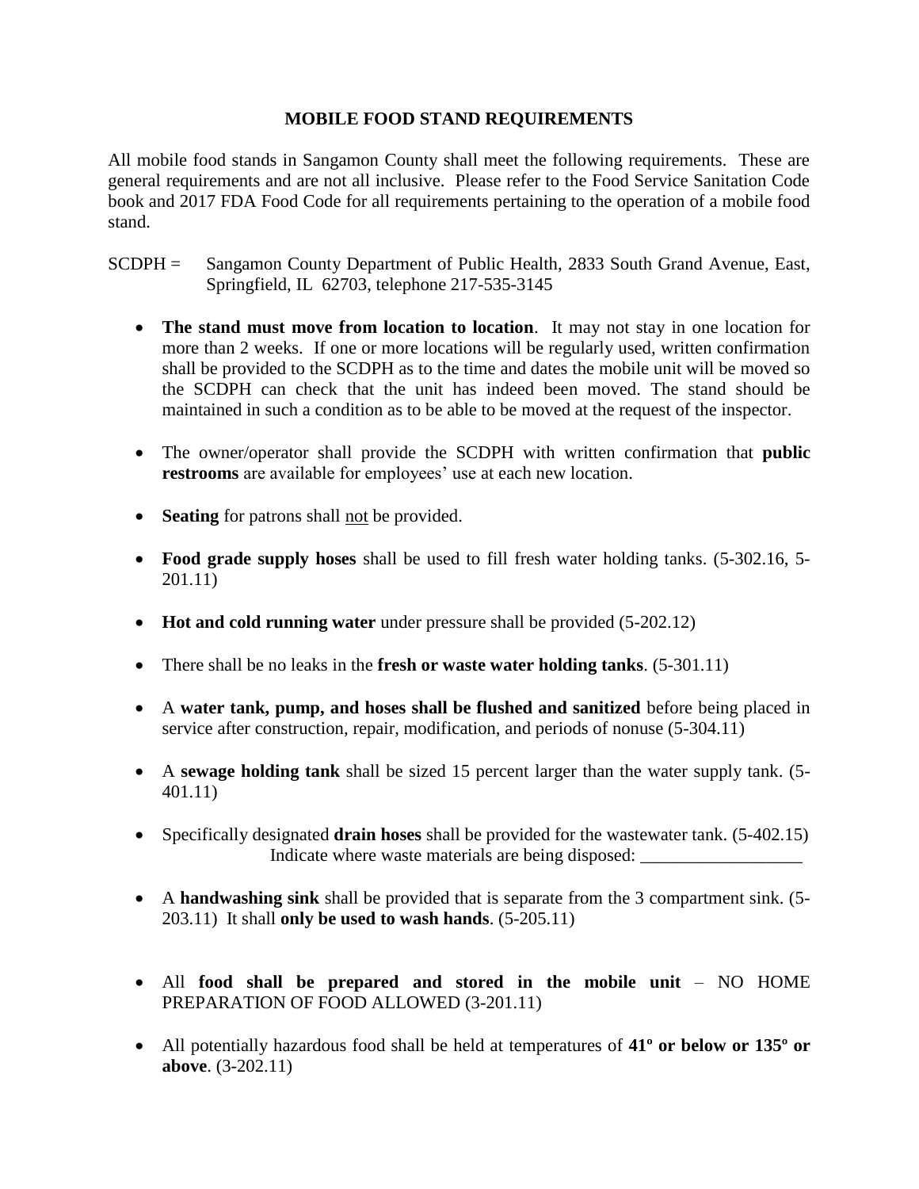# MOBILE FOOD STAND REQUIREMENTS

All mobile food stands in Sangamon County shall meet the following requirements. These are general requirements and are not all inclusive. Please refer to the Food Service Sanitation Code book and 2017 FDA Food Code for all requirements pertaining to the operation of a mobile food stand.

SCDPH = Sangamon County Department of Public Health, 2833 South Grand Avenue, East, Springfield, IL 62703, telephone 217-535-3145

- **The stand must move from location to location**. It may not stay in one location for more than 2 weeks. If one or more locations will be regularly used, written confirmation shall be provided to the SCDPH as to the time and dates the mobile unit will be moved so the SCDPH can check that the unit has indeed been moved. The stand should be maintained in such a condition as to be able to be moved at the request of the inspector.

- The owner/operator shall provide the SCDPH with written confirmation that **public restrooms** are available for employees' use at each new location.

- **Seating** for patrons shall <u>not</u> be provided.

- **Food grade supply hoses** shall be used to fill fresh water holding tanks. (5-302.16, 5-201.11)

- **Hot and cold running water** under pressure shall be provided (5-202.12)

- There shall be no leaks in the **fresh or waste water holding tanks**. (5-301.11)

- A **water tank, pump, and hoses shall be flushed and sanitized** before being placed in service after construction, repair, modification, and periods of nonuse (5-304.11)

- A **sewage holding tank** shall be sized 15 percent larger than the water supply tank. (5-401.11)

- Specifically designated **drain hoses** shall be provided for the wastewater tank. (5-402.15)
  Indicate where waste materials are being disposed: __________________

- A **handwashing sink** shall be provided that is separate from the 3 compartment sink. (5-203.11) It shall **only be used to wash hands**. (5-205.11)

- All **food shall be prepared and stored in the mobile unit** – NO HOME PREPARATION OF FOOD ALLOWED (3-201.11)

- All potentially hazardous food shall be held at temperatures of **41º or below or 135º or above**. (3-202.11)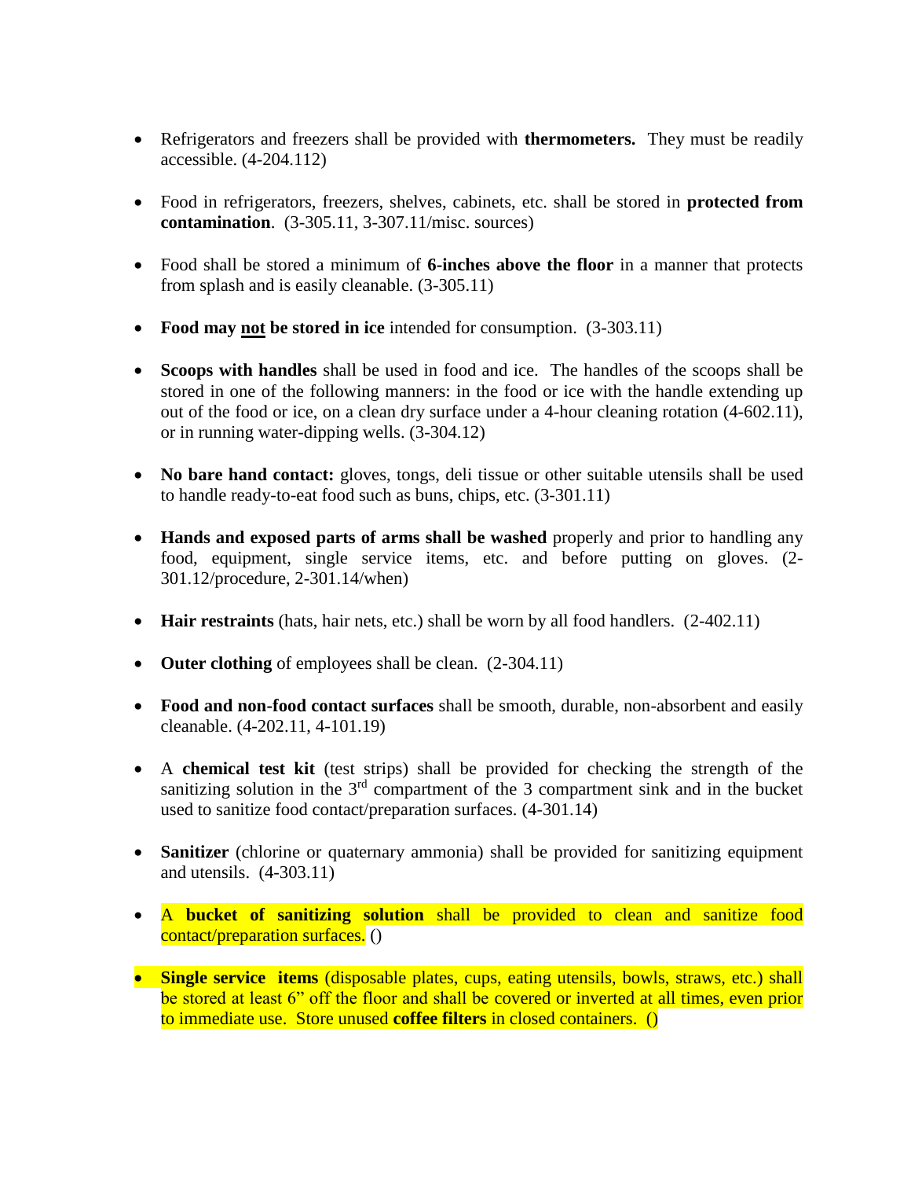- Refrigerators and freezers shall be provided with **thermometers.** They must be readily accessible. (4-204.112)

- Food in refrigerators, freezers, shelves, cabinets, etc. shall be stored in **protected from contamination**. (3-305.11, 3-307.11/misc. sources)

- Food shall be stored a minimum of **6-inches above the floor** in a manner that protects from splash and is easily cleanable. (3-305.11)

- **Food may <u>not</u> be stored in ice** intended for consumption. (3-303.11)

- **Scoops with handles** shall be used in food and ice. The handles of the scoops shall be stored in one of the following manners: in the food or ice with the handle extending up out of the food or ice, on a clean dry surface under a 4-hour cleaning rotation (4-602.11), or in running water-dipping wells. (3-304.12)

- **No bare hand contact:** gloves, tongs, deli tissue or other suitable utensils shall be used to handle ready-to-eat food such as buns, chips, etc. (3-301.11)

- **Hands and exposed parts of arms shall be washed** properly and prior to handling any food, equipment, single service items, etc. and before putting on gloves. (2-301.12/procedure, 2-301.14/when)

- **Hair restraints** (hats, hair nets, etc.) shall be worn by all food handlers. (2-402.11)

- **Outer clothing** of employees shall be clean. (2-304.11)

- **Food and non-food contact surfaces** shall be smooth, durable, non-absorbent and easily cleanable. (4-202.11, 4-101.19)

- A **chemical test kit** (test strips) shall be provided for checking the strength of the sanitizing solution in the 3rd compartment of the 3 compartment sink and in the bucket used to sanitize food contact/preparation surfaces. (4-301.14)

- **Sanitizer** (chlorine or quaternary ammonia) shall be provided for sanitizing equipment and utensils. (4-303.11)

- A **bucket of sanitizing solution** shall be provided to clean and sanitize food contact/preparation surfaces. ()

- **Single service items** (disposable plates, cups, eating utensils, bowls, straws, etc.) shall be stored at least 6" off the floor and shall be covered or inverted at all times, even prior to immediate use. Store unused **coffee filters** in closed containers. ()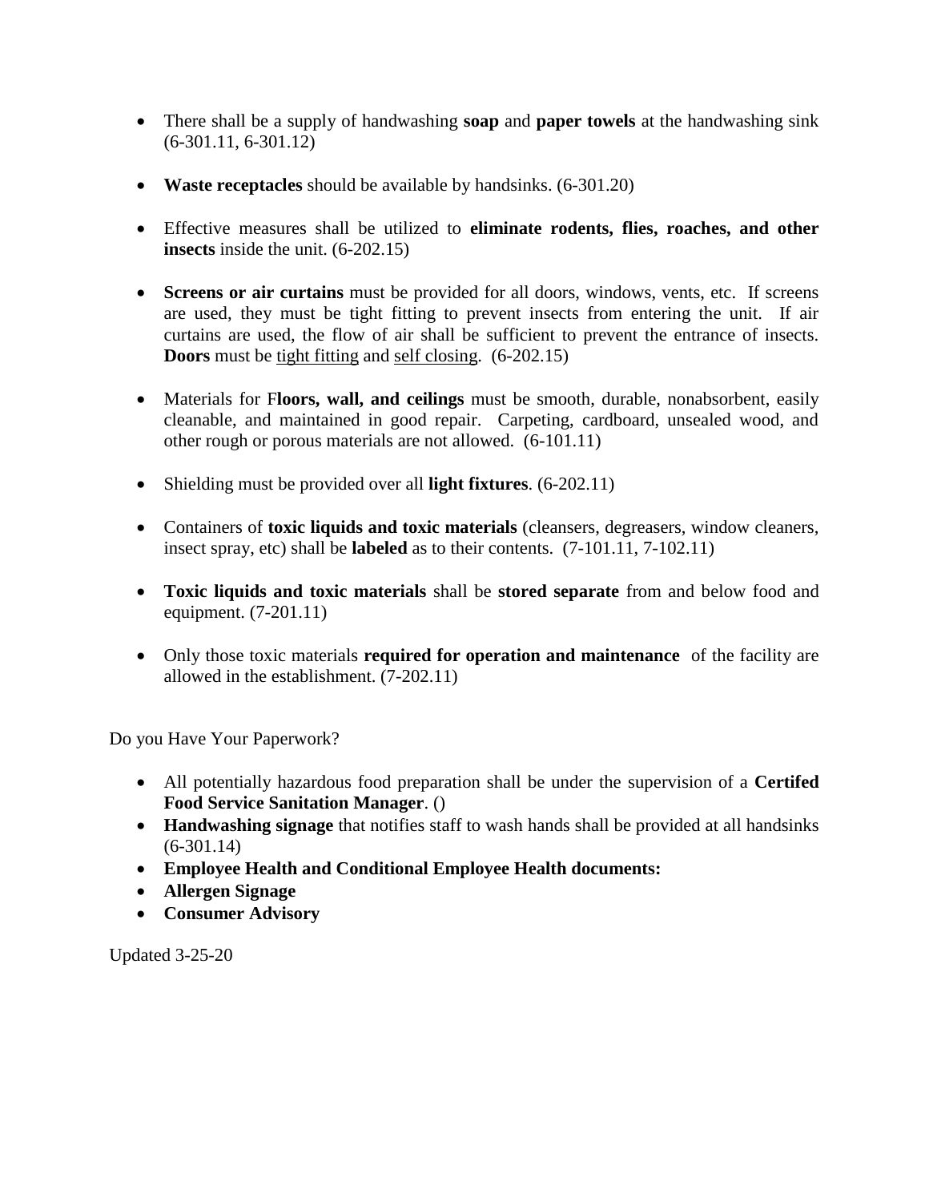- There shall be a supply of handwashing **soap** and **paper towels** at the handwashing sink (6-301.11, 6-301.12)

- **Waste receptacles** should be available by handsinks. (6-301.20)

- Effective measures shall be utilized to **eliminate rodents, flies, roaches, and other insects** inside the unit. (6-202.15)

- **Screens or air curtains** must be provided for all doors, windows, vents, etc. If screens are used, they must be tight fitting to prevent insects from entering the unit. If air curtains are used, the flow of air shall be sufficient to prevent the entrance of insects. **Doors** must be <u>tight fitting</u> and <u>self closing</u>. (6-202.15)

- Materials for F**loors, wall, and ceilings** must be smooth, durable, nonabsorbent, easily cleanable, and maintained in good repair. Carpeting, cardboard, unsealed wood, and other rough or porous materials are not allowed. (6-101.11)

- Shielding must be provided over all **light fixtures**. (6-202.11)

- Containers of **toxic liquids and toxic materials** (cleansers, degreasers, window cleaners, insect spray, etc) shall be **labeled** as to their contents. (7-101.11, 7-102.11)

- **Toxic liquids and toxic materials** shall be **stored separate** from and below food and equipment. (7-201.11)

- Only those toxic materials **required for operation and maintenance** of the facility are allowed in the establishment. (7-202.11)

Do you Have Your Paperwork?

- All potentially hazardous food preparation shall be under the supervision of a **Certifed Food Service Sanitation Manager**. ()
- **Handwashing signage** that notifies staff to wash hands shall be provided at all handsinks (6-301.14)
- **Employee Health and Conditional Employee Health documents:**
- **Allergen Signage**
- **Consumer Advisory**

Updated 3-25-20